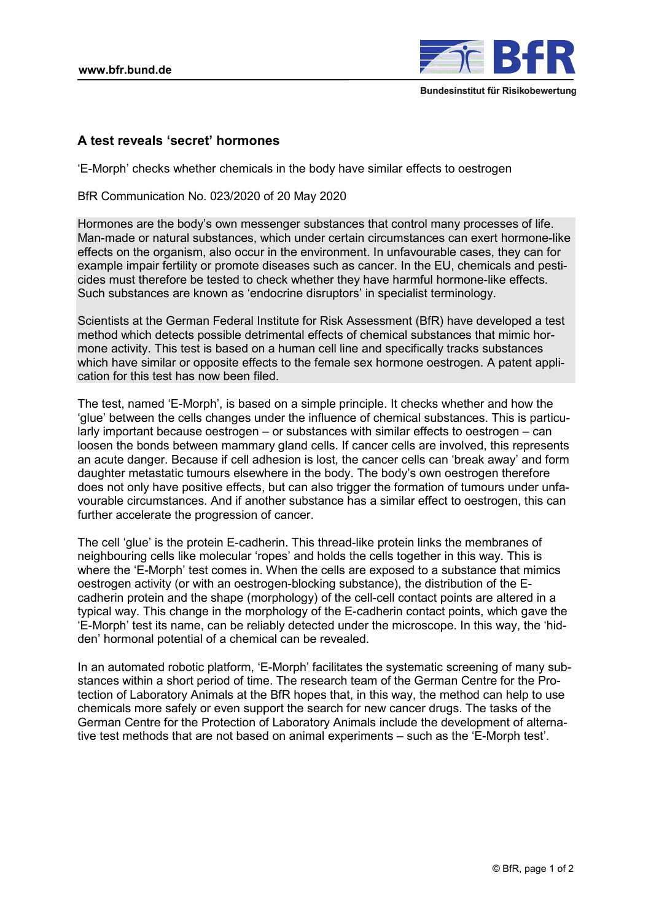## A test reveals ‘secret’ hormones

‘E-Morph’ checks whether chemicals in the body have similar effects to oestrogen

BfR Communication No. 023/2020 of 20 May 2020

Hormones are the body’s own messenger substances that control many processes of life. Man-made or natural substances, which under certain circumstances can exert hormone-like effects on the organism, also occur in the environment. In unfavourable cases, they can for example impair fertility or promote diseases such as cancer. In the EU, chemicals and pesticides must therefore be tested to check whether they have harmful hormone-like effects. Such substances are known as ‘endocrine disruptors’ in specialist terminology.

Scientists at the German Federal Institute for Risk Assessment (BfR) have developed a test method which detects possible detrimental effects of chemical substances that mimic hormone activity. This test is based on a human cell line and specifically tracks substances which have similar or opposite effects to the female sex hormone oestrogen. A patent application for this test has now been filed.

The test, named ‘E-Morph’, is based on a simple principle. It checks whether and how the ‘glue’ between the cells changes under the influence of chemical substances. This is particularly important because oestrogen – or substances with similar effects to oestrogen – can loosen the bonds between mammary gland cells. If cancer cells are involved, this represents an acute danger. Because if cell adhesion is lost, the cancer cells can ‘break away’ and form daughter metastatic tumours elsewhere in the body. The body’s own oestrogen therefore does not only have positive effects, but can also trigger the formation of tumours under unfavourable circumstances. And if another substance has a similar effect to oestrogen, this can further accelerate the progression of cancer.

The cell ‘glue’ is the protein E-cadherin. This thread-like protein links the membranes of neighbouring cells like molecular ‘ropes’ and holds the cells together in this way. This is where the ‘E-Morph’ test comes in. When the cells are exposed to a substance that mimics oestrogen activity (or with an oestrogen-blocking substance), the distribution of the E-cadherin protein and the shape (morphology) of the cell-cell contact points are altered in a typical way. This change in the morphology of the E-cadherin contact points, which gave the ‘E-Morph’ test its name, can be reliably detected under the microscope. In this way, the ‘hidden’ hormonal potential of a chemical can be revealed.

In an automated robotic platform, ‘E-Morph’ facilitates the systematic screening of many substances within a short period of time. The research team of the German Centre for the Protection of Laboratory Animals at the BfR hopes that, in this way, the method can help to use chemicals more safely or even support the search for new cancer drugs. The tasks of the German Centre for the Protection of Laboratory Animals include the development of alternative test methods that are not based on animal experiments – such as the ‘E-Morph test’.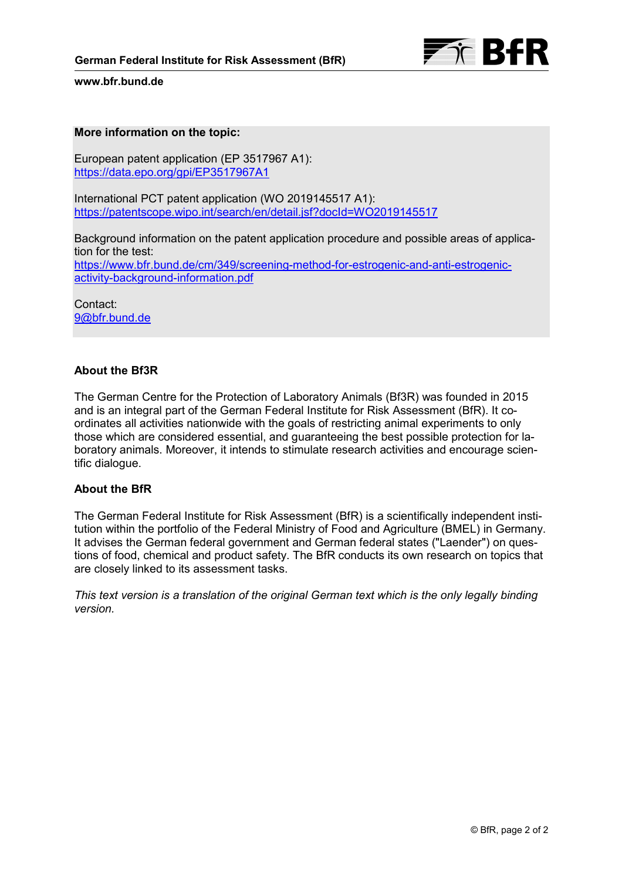**More information on the topic:**

European patent application (EP 3517967 A1):
https://data.epo.org/gpi/EP3517967A1

International PCT patent application (WO 2019145517 A1):
https://patentscope.wipo.int/search/en/detail.jsf?docId=WO2019145517

Background information on the patent application procedure and possible areas of application for the test:
https://www.bfr.bund.de/cm/349/screening-method-for-estrogenic-and-anti-estrogenic-activity-background-information.pdf

Contact:
9@bfr.bund.de

## About the Bf3R

The German Centre for the Protection of Laboratory Animals (Bf3R) was founded in 2015 and is an integral part of the German Federal Institute for Risk Assessment (BfR). It coordinates all activities nationwide with the goals of restricting animal experiments to only those which are considered essential, and guaranteeing the best possible protection for laboratory animals. Moreover, it intends to stimulate research activities and encourage scientific dialogue.

## About the BfR

The German Federal Institute for Risk Assessment (BfR) is a scientifically independent institution within the portfolio of the Federal Ministry of Food and Agriculture (BMEL) in Germany. It advises the German federal government and German federal states ("Laender") on questions of food, chemical and product safety. The BfR conducts its own research on topics that are closely linked to its assessment tasks.

*This text version is a translation of the original German text which is the only legally binding version.*